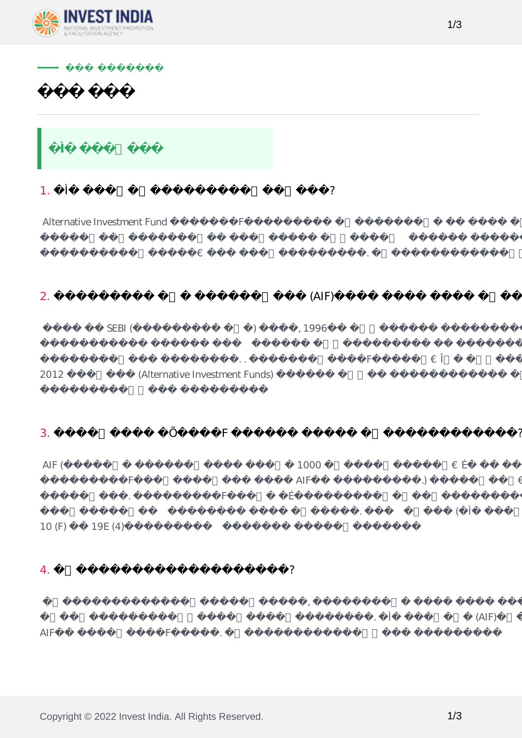

| 1.         |                                     | $\ddot{?}$                                |    |        |           |             |                          |                                 |
|------------|-------------------------------------|-------------------------------------------|----|--------|-----------|-------------|--------------------------|---------------------------------|
|            | Alternative Investment Fund         | AIF                                       |    |        |           |             |                          |                                 |
|            |                                     |                                           |    |        |           |             |                          |                                 |
| 2.         |                                     | SEBI (AIF)                                |    |        |           |             | $\tilde{?}$              |                                 |
|            | SEBI (                              | $,1996\,$<br>$\left( \frac{1}{2} \right)$ |    |        |           |             |                          | (VCF)                           |
| 2012       | SEBI (Alternative Investment Funds) | <b>VCF</b>                                | ,  |        |           |             |                          | $3^{\circ}$<br>$\boldsymbol{2}$ |
|            |                                     |                                           |    |        |           |             |                          |                                 |
| 3.         | <b>AIF</b>                          |                                           |    |        |           | $\tilde{?}$ |                          |                                 |
| AIF (      | $\mathcal{L}$<br>$\rm{AIF}$         | 1000<br>$\rm{AIF}$                        | .) |        |           |             |                          | $,1956\,$<br>$\cdot$ (<br>200   |
|            | $\rm{AIF}$                          |                                           | k, | SEBI ( |           |             | $\overline{\phantom{a}}$ | 2012                            |
| 10 (F)     | 19E (4)                             |                                           |    |        |           |             |                          |                                 |
| 4.         |                                     | $\ddot{\cdot}$                            |    |        |           |             |                          |                                 |
|            | Fund of Funds                       | $\, ,$                                    |    |        |           |             |                          |                                 |
| $\rm{AIF}$ | $\rm{AIF}$                          | $\bullet$                                 |    |        | $\bullet$ | (AIF)       |                          |                                 |

1/3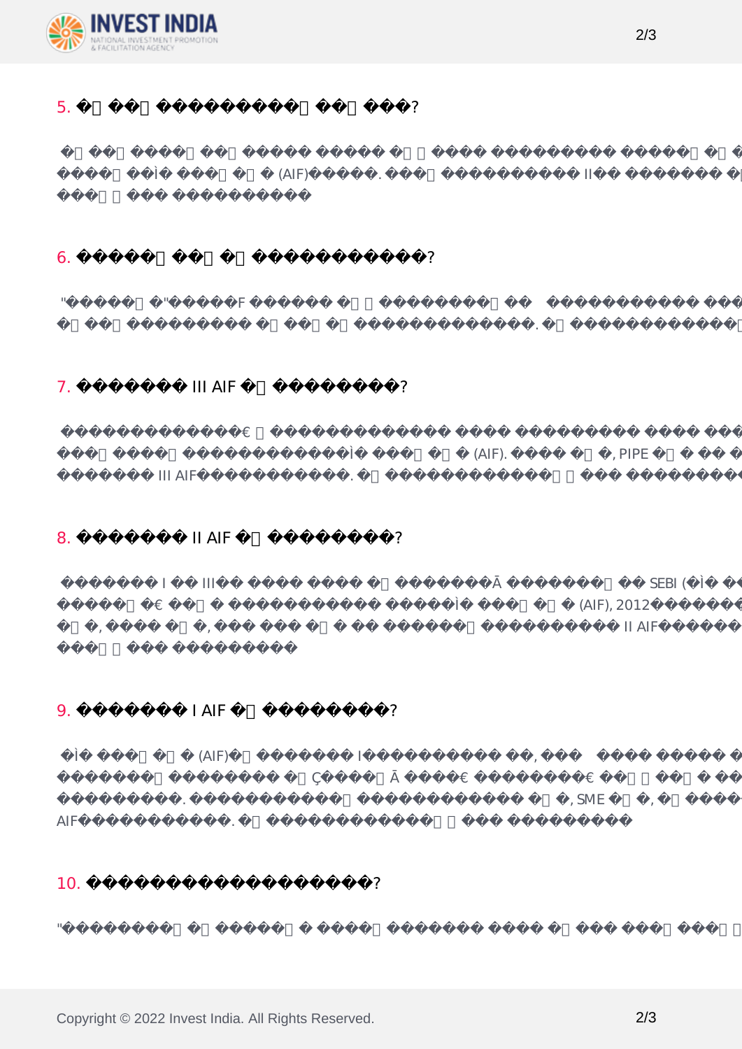

| 5.           |                | $\ddot{\cdot}$         |          |                      |
|--------------|----------------|------------------------|----------|----------------------|
|              | $\bullet$      | (AIF)<br>$\sim 100$ km | $\rm II$ | $\bullet$            |
| 6.           |                | $\ddot{\mathcal{E}}$   |          |                      |
| $\mathsf{H}$ | " $\,$ AIF     | $\bullet$              |          | $\bf I$<br>$\bullet$ |
| 7.           | <b>III AIF</b> | $\ddot{?}$             |          |                      |

alf). **http:** http://en.com/en/organizations/en/organizations/en/organizations/en/organizations/en/organizations/en/organizations/en/organizations/en/organizations/en/organizations/en/organizations/en/organizations/en/orga III AIF

## $8.$  II AIF  $?$

 $\text{I}$  III  $\text{SEBI}$  ()  $(AIF), 2012$  II AIF  $\ldots$  $\rm{H\,AIF}$ 여기를 클릭 하십시오.

## 9. I AIF  $\,$  ?  $\mbox{(AlF)}\qquad \qquad \mbox{I}\qquad \qquad ,\qquad \qquad ,\qquad \qquad ,\qquad \qquad (\mbox{SME}),$

포함됩니다. 바람직한. 여기에는 벤처 캐피탈 펀드, SME 펀드, 소셜 벤처 펀드, 인프라 펀드 및 기타  $\overline{\text{AIF}}$   $\qquad \qquad$   $\qquad \qquad$ 

10. 엔젤 투자자는 무엇입니까?

"엔젤 투자자"란 엔젤 펀드 투자를 제안하고 다음 조건 중 하나를 만족하는자를 의미합니다. 주